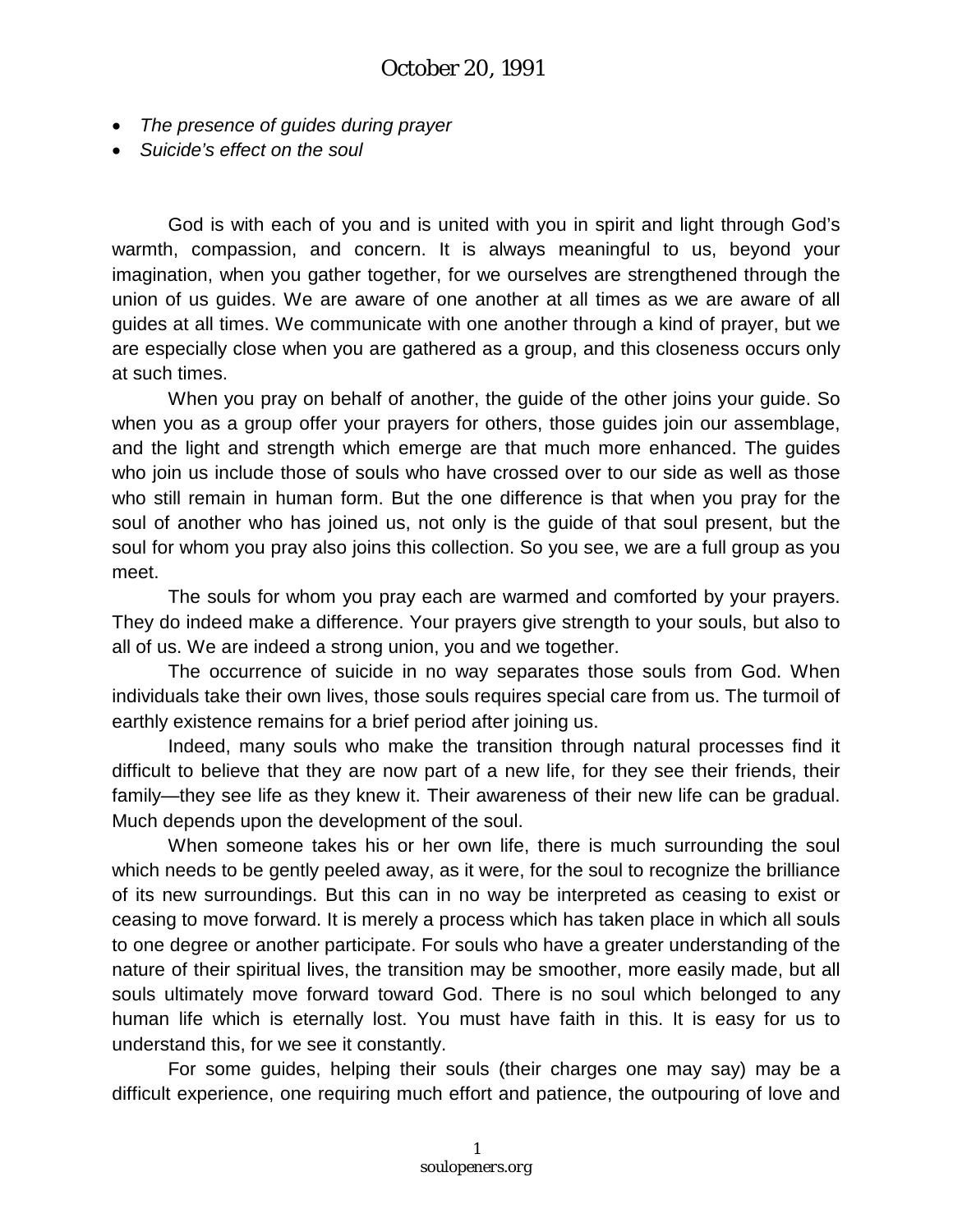# October 20, 1991

- *The presence of guides during prayer*
- *Suicide's effect on the soul*

God is with each of you and is united with you in spirit and light through God's warmth, compassion, and concern. It is always meaningful to us, beyond your imagination, when you gather together, for we ourselves are strengthened through the union of us guides. We are aware of one another at all times as we are aware of all guides at all times. We communicate with one another through a kind of prayer, but we are especially close when you are gathered as a group, and this closeness occurs only at such times.

When you pray on behalf of another, the guide of the other joins your guide. So when you as a group offer your prayers for others, those guides join our assemblage, and the light and strength which emerge are that much more enhanced. The guides who join us include those of souls who have crossed over to our side as well as those who still remain in human form. But the one difference is that when you pray for the soul of another who has joined us, not only is the guide of that soul present, but the soul for whom you pray also joins this collection. So you see, we are a full group as you meet.

The souls for whom you pray each are warmed and comforted by your prayers. They do indeed make a difference. Your prayers give strength to your souls, but also to all of us. We are indeed a strong union, you and we together.

The occurrence of suicide in no way separates those souls from God. When individuals take their own lives, those souls requires special care from us. The turmoil of earthly existence remains for a brief period after joining us.

Indeed, many souls who make the transition through natural processes find it difficult to believe that they are now part of a new life, for they see their friends, their family—they see life as they knew it. Their awareness of their new life can be gradual. Much depends upon the development of the soul.

When someone takes his or her own life, there is much surrounding the soul which needs to be gently peeled away, as it were, for the soul to recognize the brilliance of its new surroundings. But this can in no way be interpreted as ceasing to exist or ceasing to move forward. It is merely a process which has taken place in which all souls to one degree or another participate. For souls who have a greater understanding of the nature of their spiritual lives, the transition may be smoother, more easily made, but all souls ultimately move forward toward God. There is no soul which belonged to any human life which is eternally lost. You must have faith in this. It is easy for us to understand this, for we see it constantly.

For some guides, helping their souls (their charges one may say) may be a difficult experience, one requiring much effort and patience, the outpouring of love and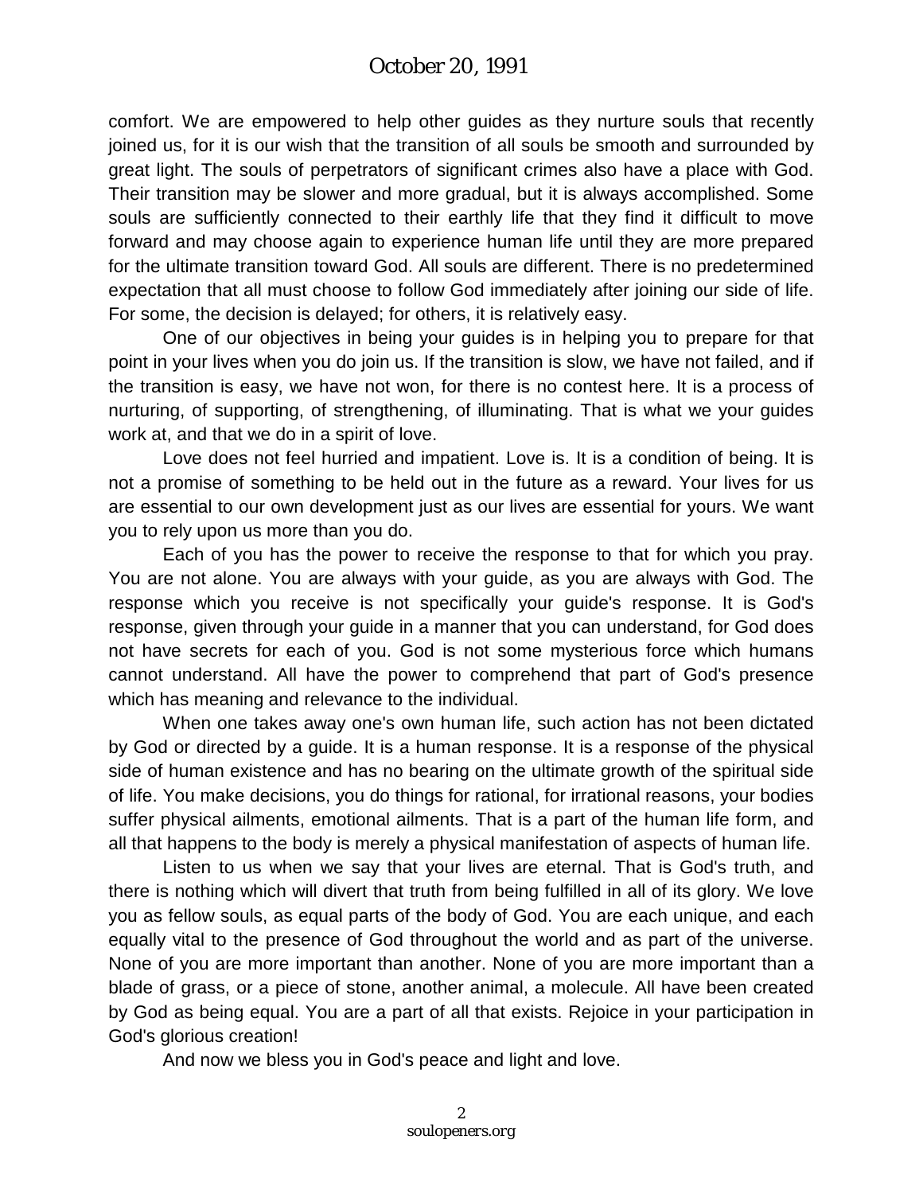comfort. We are empowered to help other guides as they nurture souls that recently joined us, for it is our wish that the transition of all souls be smooth and surrounded by great light. The souls of perpetrators of significant crimes also have a place with God. Their transition may be slower and more gradual, but it is always accomplished. Some souls are sufficiently connected to their earthly life that they find it difficult to move forward and may choose again to experience human life until they are more prepared for the ultimate transition toward God. All souls are different. There is no predetermined expectation that all must choose to follow God immediately after joining our side of life. For some, the decision is delayed; for others, it is relatively easy.

One of our objectives in being your guides is in helping you to prepare for that point in your lives when you do join us. If the transition is slow, we have not failed, and if the transition is easy, we have not won, for there is no contest here. It is a process of nurturing, of supporting, of strengthening, of illuminating. That is what we your guides work at, and that we do in a spirit of love.

Love does not feel hurried and impatient. Love is. It is a condition of being. It is not a promise of something to be held out in the future as a reward. Your lives for us are essential to our own development just as our lives are essential for yours. We want you to rely upon us more than you do.

Each of you has the power to receive the response to that for which you pray. You are not alone. You are always with your guide, as you are always with God. The response which you receive is not specifically your guide's response. It is God's response, given through your guide in a manner that you can understand, for God does not have secrets for each of you. God is not some mysterious force which humans cannot understand. All have the power to comprehend that part of God's presence which has meaning and relevance to the individual.

When one takes away one's own human life, such action has not been dictated by God or directed by a guide. It is a human response. It is a response of the physical side of human existence and has no bearing on the ultimate growth of the spiritual side of life. You make decisions, you do things for rational, for irrational reasons, your bodies suffer physical ailments, emotional ailments. That is a part of the human life form, and all that happens to the body is merely a physical manifestation of aspects of human life.

Listen to us when we say that your lives are eternal. That is God's truth, and there is nothing which will divert that truth from being fulfilled in all of its glory. We love you as fellow souls, as equal parts of the body of God. You are each unique, and each equally vital to the presence of God throughout the world and as part of the universe. None of you are more important than another. None of you are more important than a blade of grass, or a piece of stone, another animal, a molecule. All have been created by God as being equal. You are a part of all that exists. Rejoice in your participation in God's glorious creation!

And now we bless you in God's peace and light and love.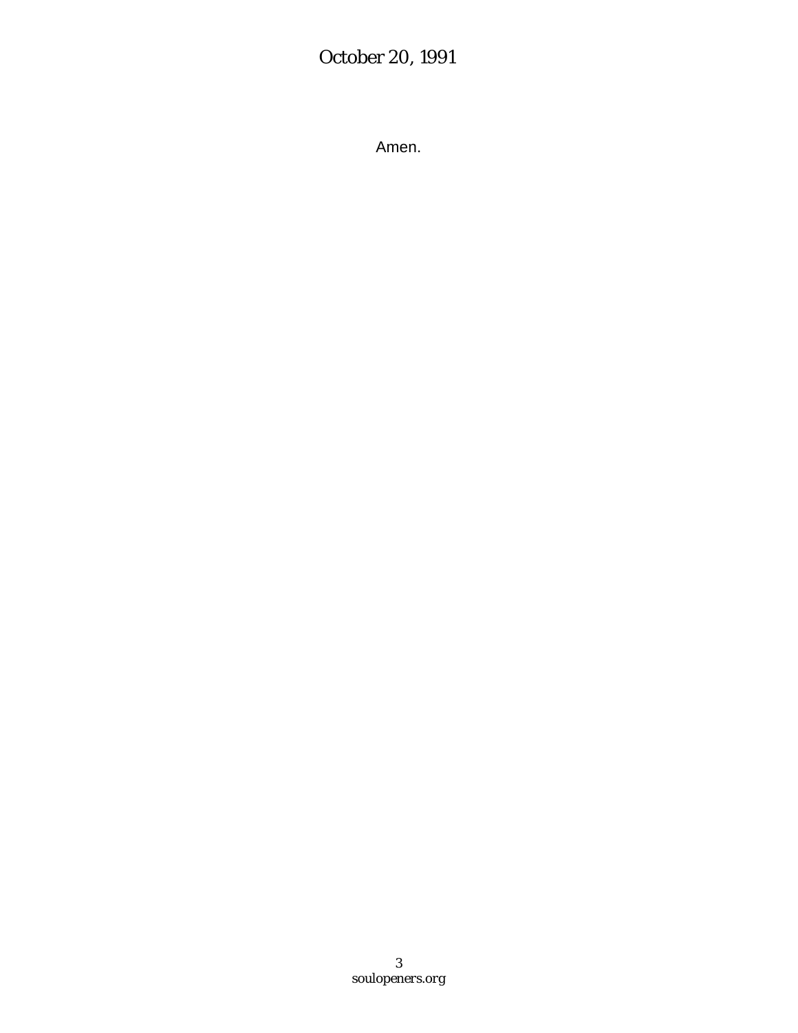Amen.